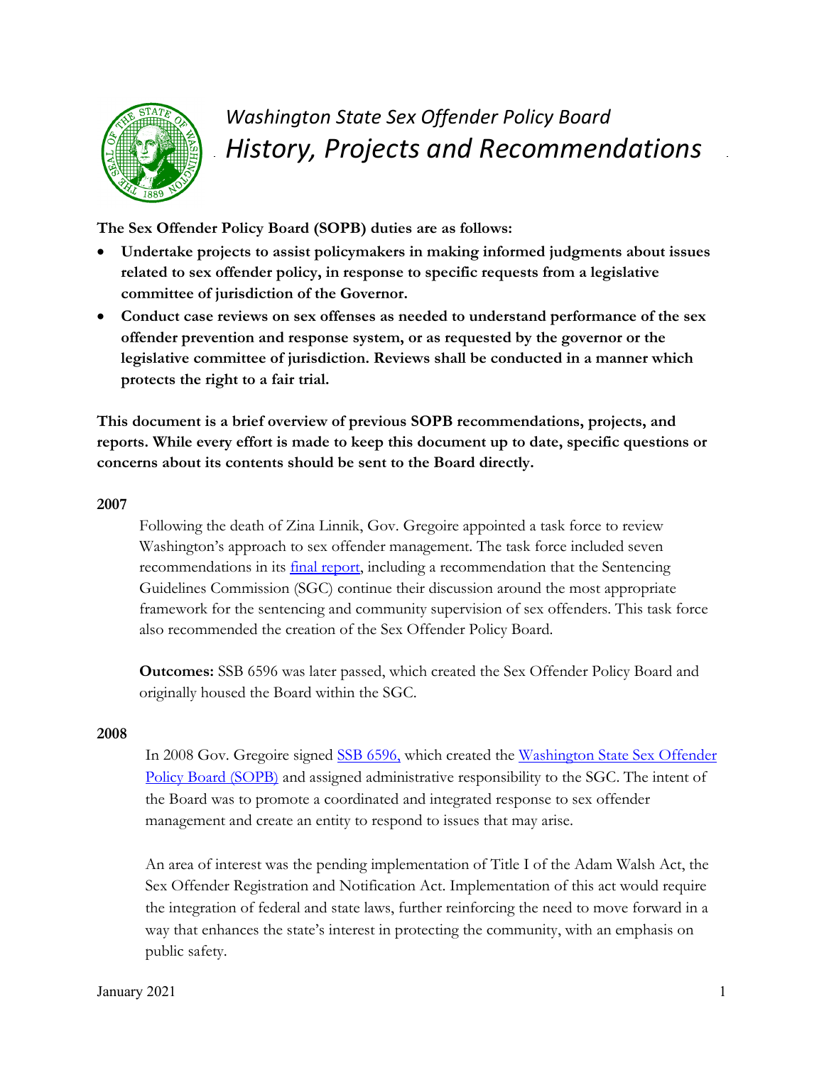# *Washington State Sex Offender Policy Board*
# *History, Projects and Recommendations*

**The Sex Offender Policy Board (SOPB) duties are as follows:**

- **Undertake projects to assist policymakers in making informed judgments about issues related to sex offender policy, in response to specific requests from a legislative committee of jurisdiction of the Governor.**
- **Conduct case reviews on sex offenses as needed to understand performance of the sex offender prevention and response system, or as requested by the governor or the legislative committee of jurisdiction. Reviews shall be conducted in a manner which protects the right to a fair trial.**

**This document is a brief overview of previous SOPB recommendations, projects, and reports. While every effort is made to keep this document up to date, specific questions or concerns about its contents should be sent to the Board directly.**

**2007**

Following the death of Zina Linnik, Gov. Gregoire appointed a task force to review Washington's approach to sex offender management. The task force included seven recommendations in its final report, including a recommendation that the Sentencing Guidelines Commission (SGC) continue their discussion around the most appropriate framework for the sentencing and community supervision of sex offenders. This task force also recommended the creation of the Sex Offender Policy Board.

**Outcomes:** SSB 6596 was later passed, which created the Sex Offender Policy Board and originally housed the Board within the SGC.

**2008**

In 2008 Gov. Gregoire signed SSB 6596, which created the Washington State Sex Offender Policy Board (SOPB) and assigned administrative responsibility to the SGC. The intent of the Board was to promote a coordinated and integrated response to sex offender management and create an entity to respond to issues that may arise.

An area of interest was the pending implementation of Title I of the Adam Walsh Act, the Sex Offender Registration and Notification Act. Implementation of this act would require the integration of federal and state laws, further reinforcing the need to move forward in a way that enhances the state's interest in protecting the community, with an emphasis on public safety.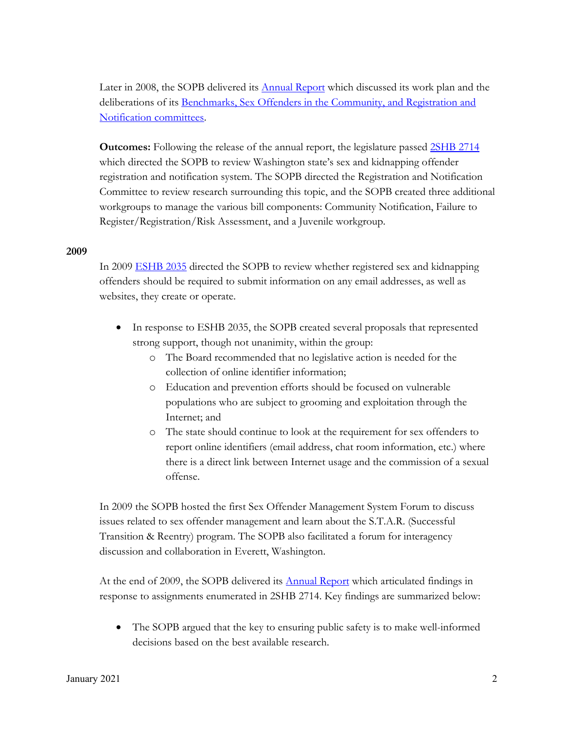Later in 2008, the SOPB delivered its Annual Report which discussed its work plan and the deliberations of its Benchmarks, Sex Offenders in the Community, and Registration and Notification committees.

**Outcomes:** Following the release of the annual report, the legislature passed 2SHB 2714 which directed the SOPB to review Washington state's sex and kidnapping offender registration and notification system. The SOPB directed the Registration and Notification Committee to review research surrounding this topic, and the SOPB created three additional workgroups to manage the various bill components: Community Notification, Failure to Register/Registration/Risk Assessment, and a Juvenile workgroup.

**2009**

In 2009 ESHB 2035 directed the SOPB to review whether registered sex and kidnapping offenders should be required to submit information on any email addresses, as well as websites, they create or operate.

- In response to ESHB 2035, the SOPB created several proposals that represented strong support, though not unanimity, within the group:
  - The Board recommended that no legislative action is needed for the collection of online identifier information;
  - Education and prevention efforts should be focused on vulnerable populations who are subject to grooming and exploitation through the Internet; and
  - The state should continue to look at the requirement for sex offenders to report online identifiers (email address, chat room information, etc.) where there is a direct link between Internet usage and the commission of a sexual offense.

In 2009 the SOPB hosted the first Sex Offender Management System Forum to discuss issues related to sex offender management and learn about the S.T.A.R. (Successful Transition & Reentry) program. The SOPB also facilitated a forum for interagency discussion and collaboration in Everett, Washington.

At the end of 2009, the SOPB delivered its Annual Report which articulated findings in response to assignments enumerated in 2SHB 2714. Key findings are summarized below:

- The SOPB argued that the key to ensuring public safety is to make well-informed decisions based on the best available research.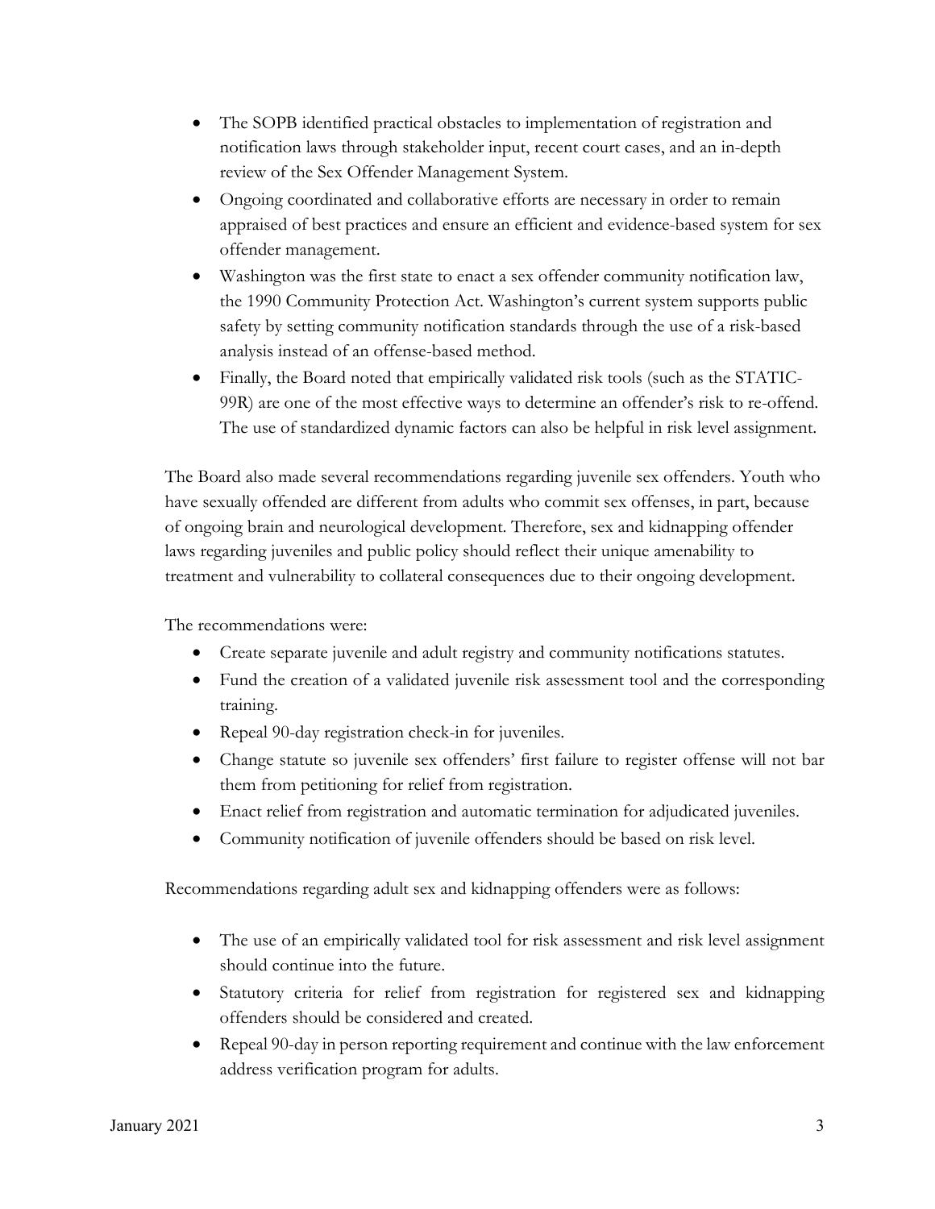- The SOPB identified practical obstacles to implementation of registration and notification laws through stakeholder input, recent court cases, and an in-depth review of the Sex Offender Management System.
- Ongoing coordinated and collaborative efforts are necessary in order to remain appraised of best practices and ensure an efficient and evidence-based system for sex offender management.
- Washington was the first state to enact a sex offender community notification law, the 1990 Community Protection Act. Washington's current system supports public safety by setting community notification standards through the use of a risk-based analysis instead of an offense-based method.
- Finally, the Board noted that empirically validated risk tools (such as the STATIC-99R) are one of the most effective ways to determine an offender's risk to re-offend. The use of standardized dynamic factors can also be helpful in risk level assignment.

The Board also made several recommendations regarding juvenile sex offenders. Youth who have sexually offended are different from adults who commit sex offenses, in part, because of ongoing brain and neurological development. Therefore, sex and kidnapping offender laws regarding juveniles and public policy should reflect their unique amenability to treatment and vulnerability to collateral consequences due to their ongoing development.

The recommendations were:

- Create separate juvenile and adult registry and community notifications statutes.
- Fund the creation of a validated juvenile risk assessment tool and the corresponding training.
- Repeal 90-day registration check-in for juveniles.
- Change statute so juvenile sex offenders' first failure to register offense will not bar them from petitioning for relief from registration.
- Enact relief from registration and automatic termination for adjudicated juveniles.
- Community notification of juvenile offenders should be based on risk level.

Recommendations regarding adult sex and kidnapping offenders were as follows:

- The use of an empirically validated tool for risk assessment and risk level assignment should continue into the future.
- Statutory criteria for relief from registration for registered sex and kidnapping offenders should be considered and created.
- Repeal 90-day in person reporting requirement and continue with the law enforcement address verification program for adults.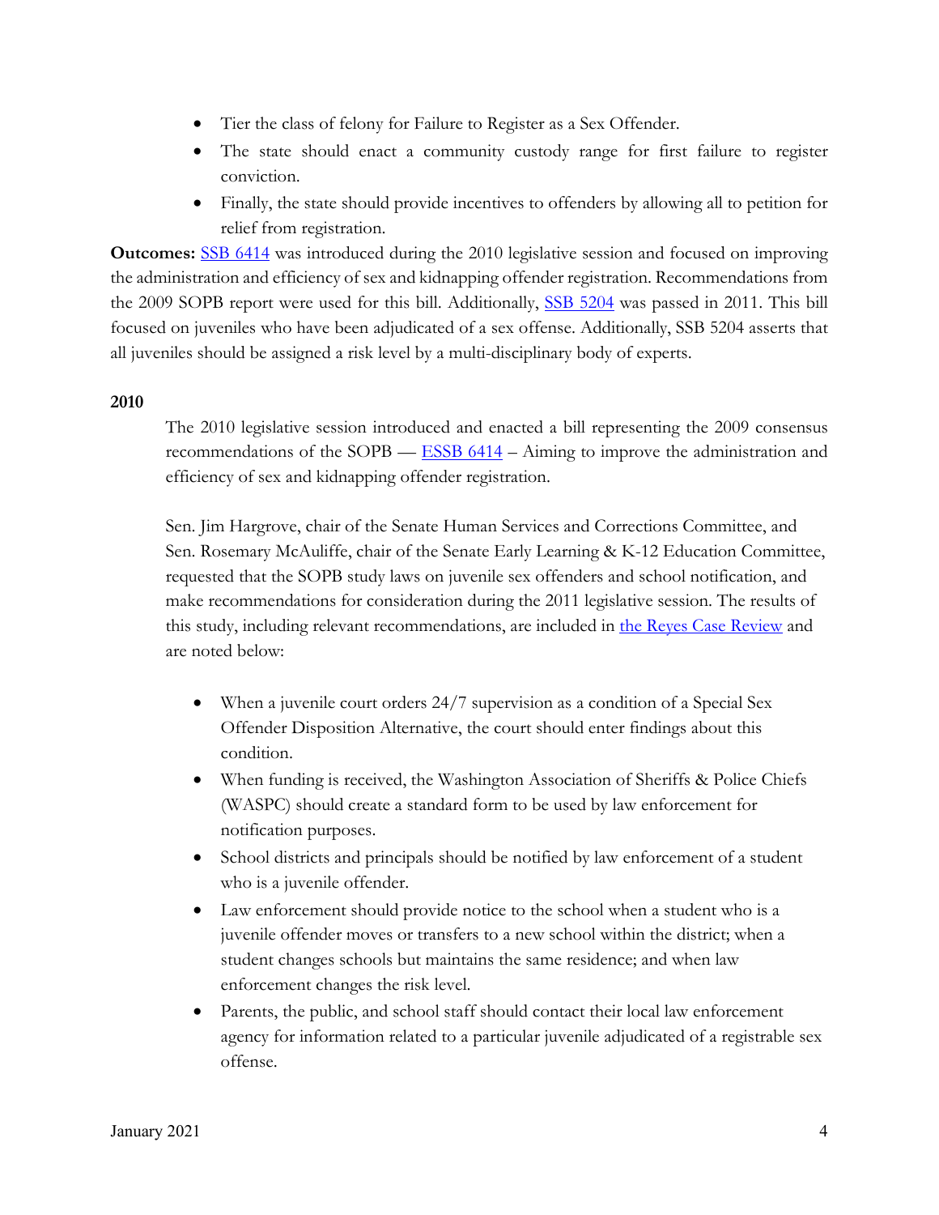- Tier the class of felony for Failure to Register as a Sex Offender.
- The state should enact a community custody range for first failure to register conviction.
- Finally, the state should provide incentives to offenders by allowing all to petition for relief from registration.

**Outcomes:** SSB 6414 was introduced during the 2010 legislative session and focused on improving the administration and efficiency of sex and kidnapping offender registration. Recommendations from the 2009 SOPB report were used for this bill. Additionally, SSB 5204 was passed in 2011. This bill focused on juveniles who have been adjudicated of a sex offense. Additionally, SSB 5204 asserts that all juveniles should be assigned a risk level by a multi-disciplinary body of experts.

**2010**

The 2010 legislative session introduced and enacted a bill representing the 2009 consensus recommendations of the SOPB — ESSB 6414 – Aiming to improve the administration and efficiency of sex and kidnapping offender registration.

Sen. Jim Hargrove, chair of the Senate Human Services and Corrections Committee, and Sen. Rosemary McAuliffe, chair of the Senate Early Learning & K-12 Education Committee, requested that the SOPB study laws on juvenile sex offenders and school notification, and make recommendations for consideration during the 2011 legislative session. The results of this study, including relevant recommendations, are included in the Reyes Case Review and are noted below:

- When a juvenile court orders 24/7 supervision as a condition of a Special Sex Offender Disposition Alternative, the court should enter findings about this condition.
- When funding is received, the Washington Association of Sheriffs & Police Chiefs (WASPC) should create a standard form to be used by law enforcement for notification purposes.
- School districts and principals should be notified by law enforcement of a student who is a juvenile offender.
- Law enforcement should provide notice to the school when a student who is a juvenile offender moves or transfers to a new school within the district; when a student changes schools but maintains the same residence; and when law enforcement changes the risk level.
- Parents, the public, and school staff should contact their local law enforcement agency for information related to a particular juvenile adjudicated of a registrable sex offense.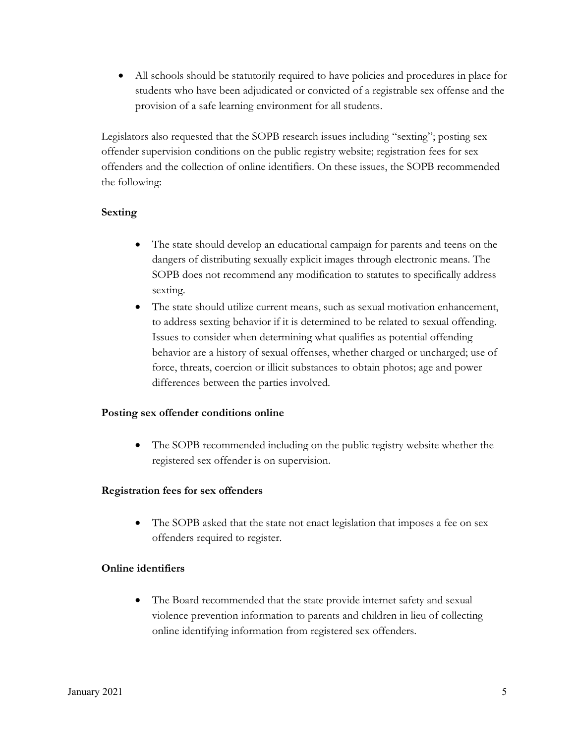- All schools should be statutorily required to have policies and procedures in place for students who have been adjudicated or convicted of a registrable sex offense and the provision of a safe learning environment for all students.

Legislators also requested that the SOPB research issues including "sexting"; posting sex offender supervision conditions on the public registry website; registration fees for sex offenders and the collection of online identifiers. On these issues, the SOPB recommended the following:

**Sexting**

- The state should develop an educational campaign for parents and teens on the dangers of distributing sexually explicit images through electronic means. The SOPB does not recommend any modification to statutes to specifically address sexting.
- The state should utilize current means, such as sexual motivation enhancement, to address sexting behavior if it is determined to be related to sexual offending. Issues to consider when determining what qualifies as potential offending behavior are a history of sexual offenses, whether charged or uncharged; use of force, threats, coercion or illicit substances to obtain photos; age and power differences between the parties involved.

**Posting sex offender conditions online**

- The SOPB recommended including on the public registry website whether the registered sex offender is on supervision.

**Registration fees for sex offenders**

- The SOPB asked that the state not enact legislation that imposes a fee on sex offenders required to register.

**Online identifiers**

- The Board recommended that the state provide internet safety and sexual violence prevention information to parents and children in lieu of collecting online identifying information from registered sex offenders.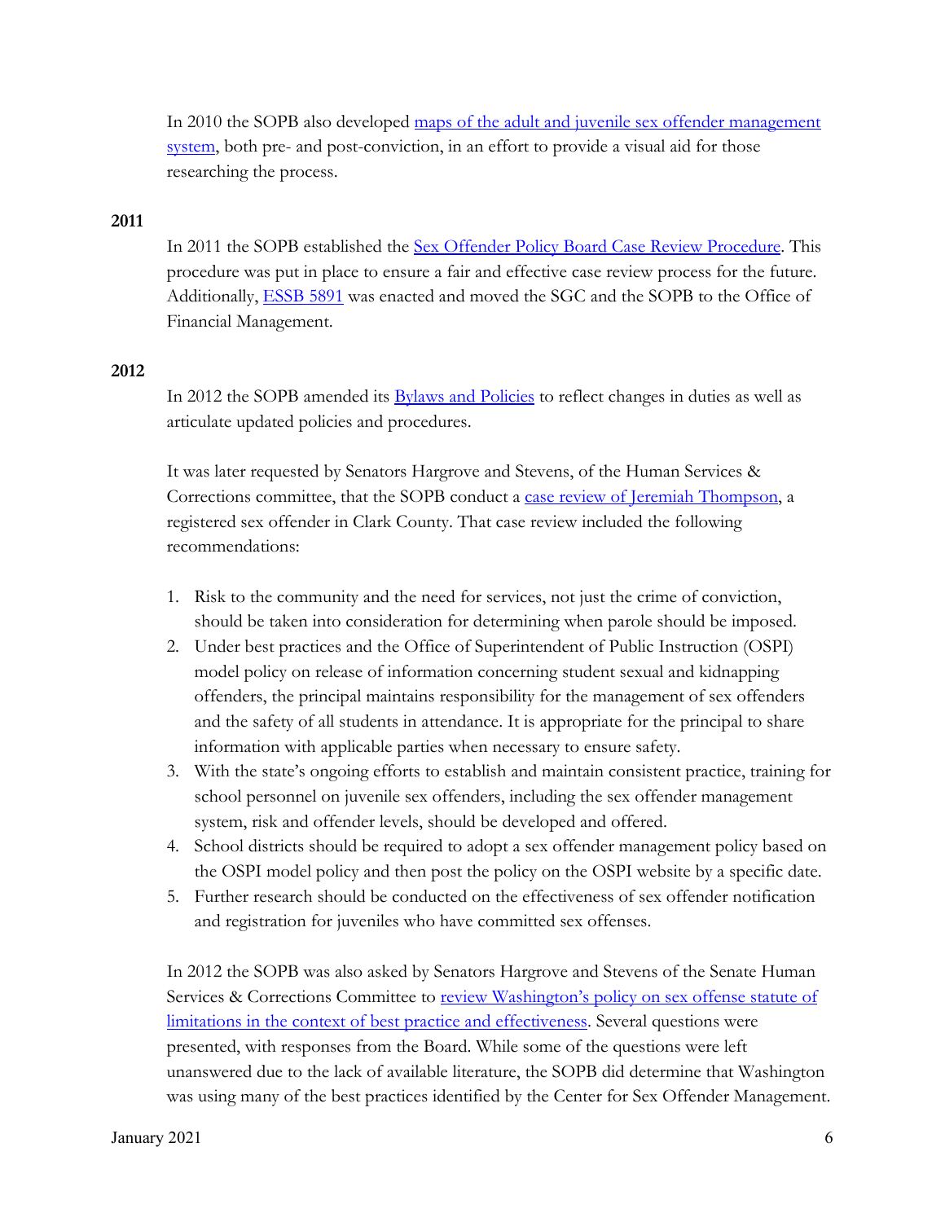In 2010 the SOPB also developed [maps of the adult and juvenile sex offender management system](), both pre- and post-conviction, in an effort to provide a visual aid for those researching the process.

### 2011

In 2011 the SOPB established the [Sex Offender Policy Board Case Review Procedure](). This procedure was put in place to ensure a fair and effective case review process for the future. Additionally, [ESSB 5891]() was enacted and moved the SGC and the SOPB to the Office of Financial Management.

### 2012

In 2012 the SOPB amended its [Bylaws and Policies]() to reflect changes in duties as well as articulate updated policies and procedures.

It was later requested by Senators Hargrove and Stevens, of the Human Services & Corrections committee, that the SOPB conduct a [case review of Jeremiah Thompson](), a registered sex offender in Clark County. That case review included the following recommendations:

1. Risk to the community and the need for services, not just the crime of conviction, should be taken into consideration for determining when parole should be imposed.
2. Under best practices and the Office of Superintendent of Public Instruction (OSPI) model policy on release of information concerning student sexual and kidnapping offenders, the principal maintains responsibility for the management of sex offenders and the safety of all students in attendance. It is appropriate for the principal to share information with applicable parties when necessary to ensure safety.
3. With the state's ongoing efforts to establish and maintain consistent practice, training for school personnel on juvenile sex offenders, including the sex offender management system, risk and offender levels, should be developed and offered.
4. School districts should be required to adopt a sex offender management policy based on the OSPI model policy and then post the policy on the OSPI website by a specific date.
5. Further research should be conducted on the effectiveness of sex offender notification and registration for juveniles who have committed sex offenses.

In 2012 the SOPB was also asked by Senators Hargrove and Stevens of the Senate Human Services & Corrections Committee to [review Washington's policy on sex offense statute of limitations in the context of best practice and effectiveness](). Several questions were presented, with responses from the Board. While some of the questions were left unanswered due to the lack of available literature, the SOPB did determine that Washington was using many of the best practices identified by the Center for Sex Offender Management.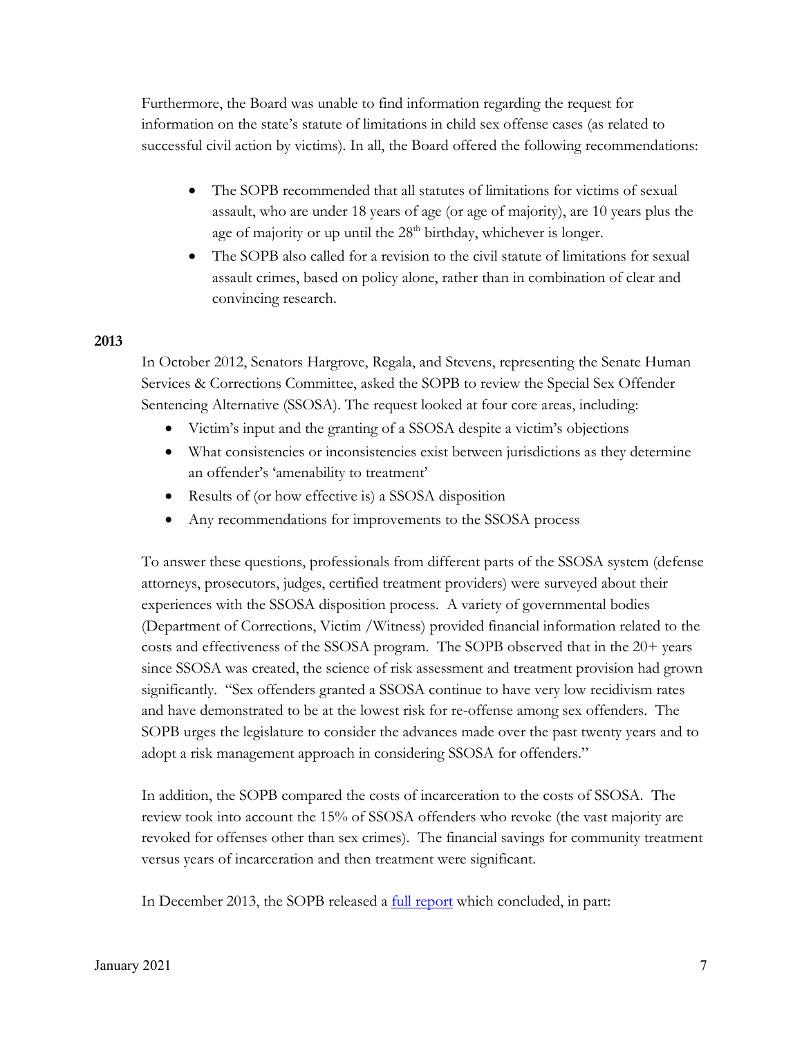Furthermore, the Board was unable to find information regarding the request for information on the state's statute of limitations in child sex offense cases (as related to successful civil action by victims). In all, the Board offered the following recommendations:

- The SOPB recommended that all statutes of limitations for victims of sexual assault, who are under 18 years of age (or age of majority), are 10 years plus the age of majority or up until the 28th birthday, whichever is longer.
- The SOPB also called for a revision to the civil statute of limitations for sexual assault crimes, based on policy alone, rather than in combination of clear and convincing research.

**2013**

In October 2012, Senators Hargrove, Regala, and Stevens, representing the Senate Human Services & Corrections Committee, asked the SOPB to review the Special Sex Offender Sentencing Alternative (SSOSA). The request looked at four core areas, including:

- Victim's input and the granting of a SSOSA despite a victim's objections
- What consistencies or inconsistencies exist between jurisdictions as they determine an offender's 'amenability to treatment'
- Results of (or how effective is) a SSOSA disposition
- Any recommendations for improvements to the SSOSA process

To answer these questions, professionals from different parts of the SSOSA system (defense attorneys, prosecutors, judges, certified treatment providers) were surveyed about their experiences with the SSOSA disposition process. A variety of governmental bodies (Department of Corrections, Victim /Witness) provided financial information related to the costs and effectiveness of the SSOSA program. The SOPB observed that in the 20+ years since SSOSA was created, the science of risk assessment and treatment provision had grown significantly. "Sex offenders granted a SSOSA continue to have very low recidivism rates and have demonstrated to be at the lowest risk for re-offense among sex offenders. The SOPB urges the legislature to consider the advances made over the past twenty years and to adopt a risk management approach in considering SSOSA for offenders."

In addition, the SOPB compared the costs of incarceration to the costs of SSOSA. The review took into account the 15% of SSOSA offenders who revoke (the vast majority are revoked for offenses other than sex crimes). The financial savings for community treatment versus years of incarceration and then treatment were significant.

In December 2013, the SOPB released a full report which concluded, in part: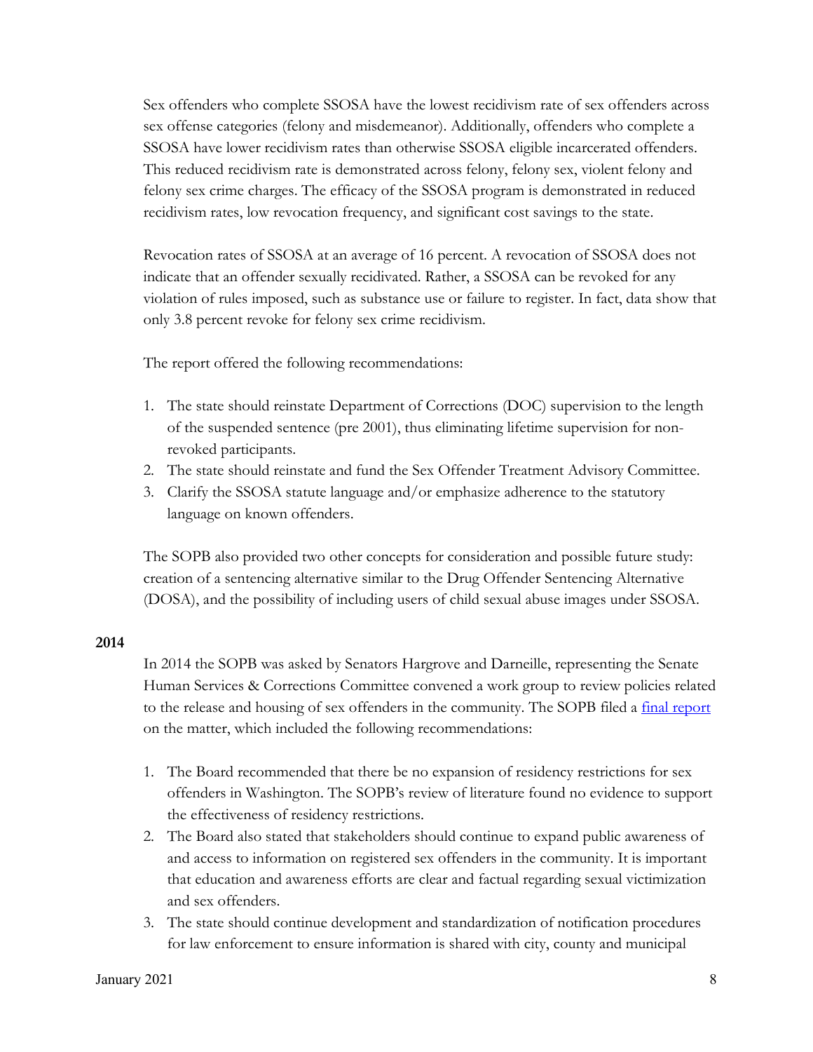Sex offenders who complete SSOSA have the lowest recidivism rate of sex offenders across sex offense categories (felony and misdemeanor). Additionally, offenders who complete a SSOSA have lower recidivism rates than otherwise SSOSA eligible incarcerated offenders. This reduced recidivism rate is demonstrated across felony, felony sex, violent felony and felony sex crime charges. The efficacy of the SSOSA program is demonstrated in reduced recidivism rates, low revocation frequency, and significant cost savings to the state.

Revocation rates of SSOSA at an average of 16 percent. A revocation of SSOSA does not indicate that an offender sexually recidivated. Rather, a SSOSA can be revoked for any violation of rules imposed, such as substance use or failure to register. In fact, data show that only 3.8 percent revoke for felony sex crime recidivism.

The report offered the following recommendations:

1. The state should reinstate Department of Corrections (DOC) supervision to the length of the suspended sentence (pre 2001), thus eliminating lifetime supervision for non-revoked participants.
2. The state should reinstate and fund the Sex Offender Treatment Advisory Committee.
3. Clarify the SSOSA statute language and/or emphasize adherence to the statutory language on known offenders.

The SOPB also provided two other concepts for consideration and possible future study: creation of a sentencing alternative similar to the Drug Offender Sentencing Alternative (DOSA), and the possibility of including users of child sexual abuse images under SSOSA.

**2014**

In 2014 the SOPB was asked by Senators Hargrove and Darneille, representing the Senate Human Services & Corrections Committee convened a work group to review policies related to the release and housing of sex offenders in the community. The SOPB filed a final report on the matter, which included the following recommendations:

1. The Board recommended that there be no expansion of residency restrictions for sex offenders in Washington. The SOPB's review of literature found no evidence to support the effectiveness of residency restrictions.
2. The Board also stated that stakeholders should continue to expand public awareness of and access to information on registered sex offenders in the community. It is important that education and awareness efforts are clear and factual regarding sexual victimization and sex offenders.
3. The state should continue development and standardization of notification procedures for law enforcement to ensure information is shared with city, county and municipal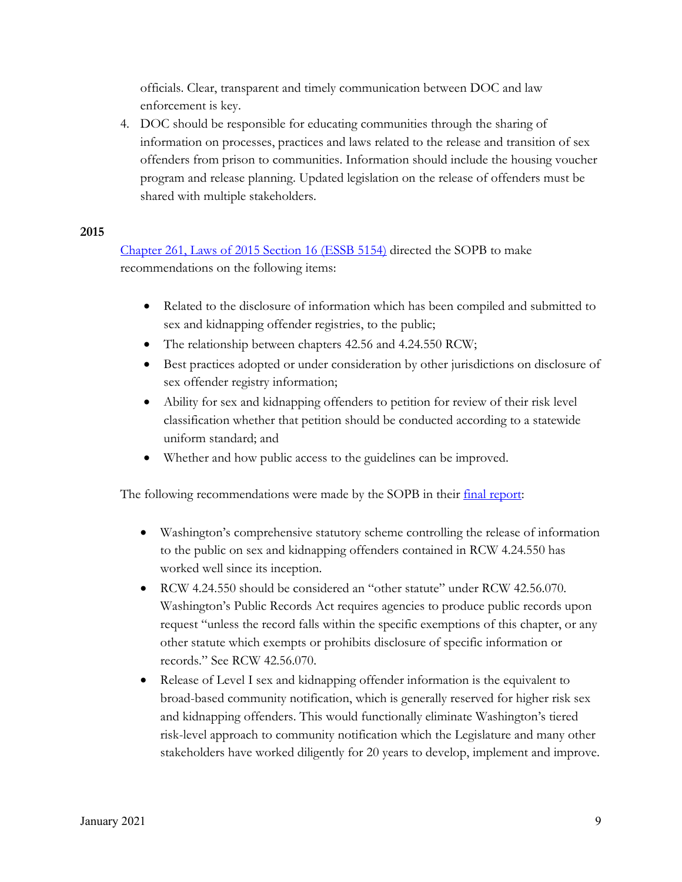officials. Clear, transparent and timely communication between DOC and law enforcement is key.

4. DOC should be responsible for educating communities through the sharing of information on processes, practices and laws related to the release and transition of sex offenders from prison to communities. Information should include the housing voucher program and release planning. Updated legislation on the release of offenders must be shared with multiple stakeholders.

**2015**

Chapter 261, Laws of 2015 Section 16 (ESSB 5154) directed the SOPB to make recommendations on the following items:

- Related to the disclosure of information which has been compiled and submitted to sex and kidnapping offender registries, to the public;
- The relationship between chapters 42.56 and 4.24.550 RCW;
- Best practices adopted or under consideration by other jurisdictions on disclosure of sex offender registry information;
- Ability for sex and kidnapping offenders to petition for review of their risk level classification whether that petition should be conducted according to a statewide uniform standard; and
- Whether and how public access to the guidelines can be improved.

The following recommendations were made by the SOPB in their final report:

- Washington's comprehensive statutory scheme controlling the release of information to the public on sex and kidnapping offenders contained in RCW 4.24.550 has worked well since its inception.
- RCW 4.24.550 should be considered an "other statute" under RCW 42.56.070. Washington's Public Records Act requires agencies to produce public records upon request "unless the record falls within the specific exemptions of this chapter, or any other statute which exempts or prohibits disclosure of specific information or records." See RCW 42.56.070.
- Release of Level I sex and kidnapping offender information is the equivalent to broad-based community notification, which is generally reserved for higher risk sex and kidnapping offenders. This would functionally eliminate Washington's tiered risk-level approach to community notification which the Legislature and many other stakeholders have worked diligently for 20 years to develop, implement and improve.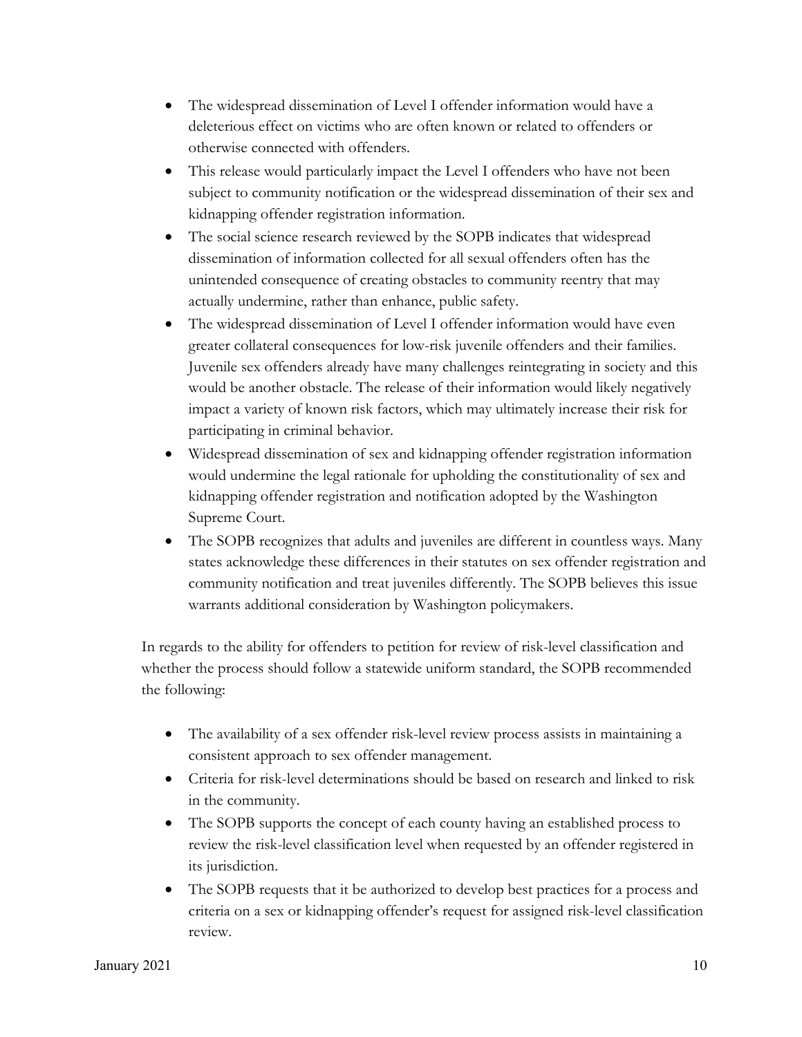- The widespread dissemination of Level I offender information would have a deleterious effect on victims who are often known or related to offenders or otherwise connected with offenders.
- This release would particularly impact the Level I offenders who have not been subject to community notification or the widespread dissemination of their sex and kidnapping offender registration information.
- The social science research reviewed by the SOPB indicates that widespread dissemination of information collected for all sexual offenders often has the unintended consequence of creating obstacles to community reentry that may actually undermine, rather than enhance, public safety.
- The widespread dissemination of Level I offender information would have even greater collateral consequences for low-risk juvenile offenders and their families. Juvenile sex offenders already have many challenges reintegrating in society and this would be another obstacle. The release of their information would likely negatively impact a variety of known risk factors, which may ultimately increase their risk for participating in criminal behavior.
- Widespread dissemination of sex and kidnapping offender registration information would undermine the legal rationale for upholding the constitutionality of sex and kidnapping offender registration and notification adopted by the Washington Supreme Court.
- The SOPB recognizes that adults and juveniles are different in countless ways. Many states acknowledge these differences in their statutes on sex offender registration and community notification and treat juveniles differently. The SOPB believes this issue warrants additional consideration by Washington policymakers.

In regards to the ability for offenders to petition for review of risk-level classification and whether the process should follow a statewide uniform standard, the SOPB recommended the following:

- The availability of a sex offender risk-level review process assists in maintaining a consistent approach to sex offender management.
- Criteria for risk-level determinations should be based on research and linked to risk in the community.
- The SOPB supports the concept of each county having an established process to review the risk-level classification level when requested by an offender registered in its jurisdiction.
- The SOPB requests that it be authorized to develop best practices for a process and criteria on a sex or kidnapping offender's request for assigned risk-level classification review.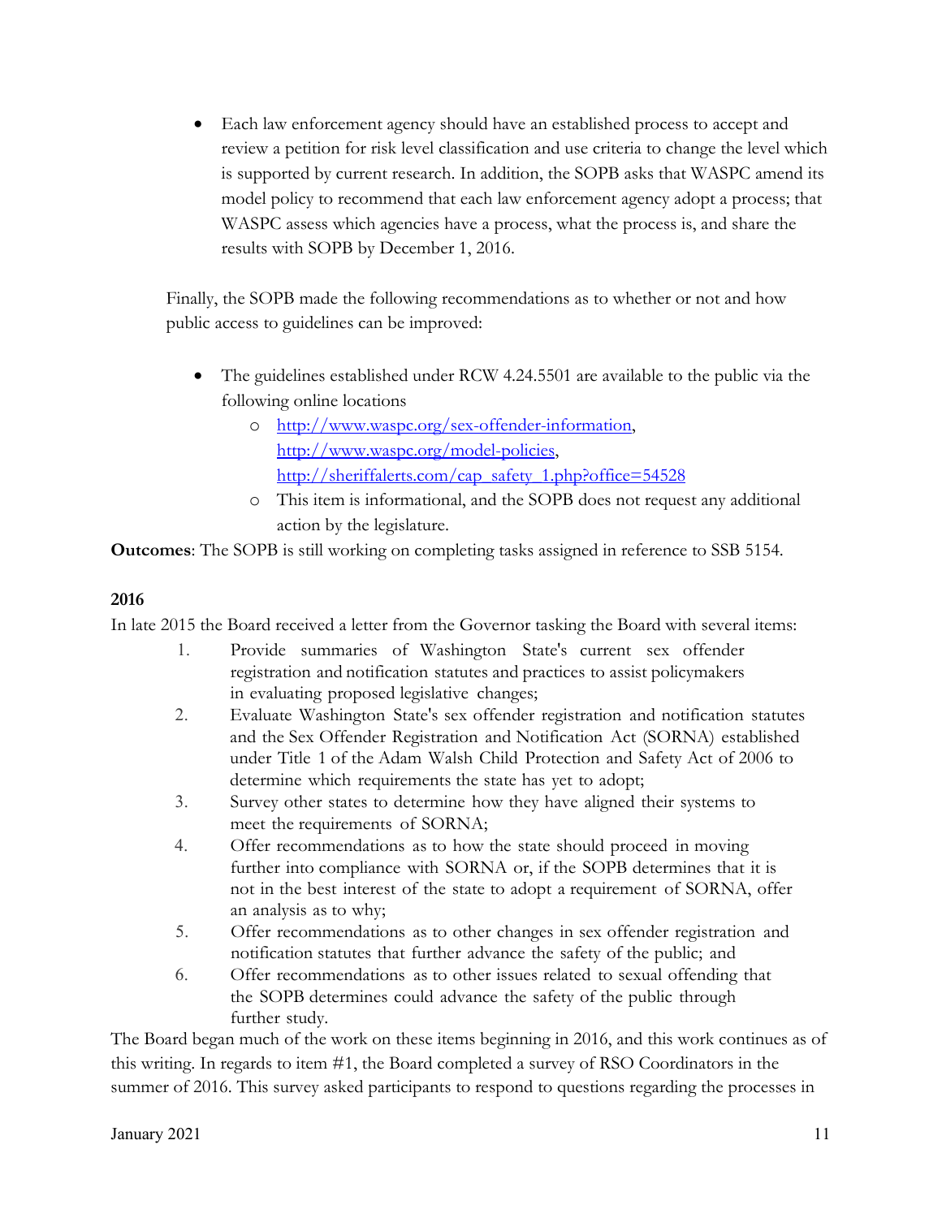- Each law enforcement agency should have an established process to accept and review a petition for risk level classification and use criteria to change the level which is supported by current research. In addition, the SOPB asks that WASPC amend its model policy to recommend that each law enforcement agency adopt a process; that WASPC assess which agencies have a process, what the process is, and share the results with SOPB by December 1, 2016.

Finally, the SOPB made the following recommendations as to whether or not and how public access to guidelines can be improved:

- The guidelines established under RCW 4.24.5501 are available to the public via the following online locations
  - http://www.waspc.org/sex-offender-information, http://www.waspc.org/model-policies, http://sheriffalerts.com/cap_safety_1.php?office=54528
  - This item is informational, and the SOPB does not request any additional action by the legislature.

**Outcomes**: The SOPB is still working on completing tasks assigned in reference to SSB 5154.

**2016**

In late 2015 the Board received a letter from the Governor tasking the Board with several items:

1. Provide summaries of Washington State's current sex offender registration and notification statutes and practices to assist policymakers in evaluating proposed legislative changes;
2. Evaluate Washington State's sex offender registration and notification statutes and the Sex Offender Registration and Notification Act (SORNA) established under Title 1 of the Adam Walsh Child Protection and Safety Act of 2006 to determine which requirements the state has yet to adopt;
3. Survey other states to determine how they have aligned their systems to meet the requirements of SORNA;
4. Offer recommendations as to how the state should proceed in moving further into compliance with SORNA or, if the SOPB determines that it is not in the best interest of the state to adopt a requirement of SORNA, offer an analysis as to why;
5. Offer recommendations as to other changes in sex offender registration and notification statutes that further advance the safety of the public; and
6. Offer recommendations as to other issues related to sexual offending that the SOPB determines could advance the safety of the public through further study.

The Board began much of the work on these items beginning in 2016, and this work continues as of this writing. In regards to item #1, the Board completed a survey of RSO Coordinators in the summer of 2016. This survey asked participants to respond to questions regarding the processes in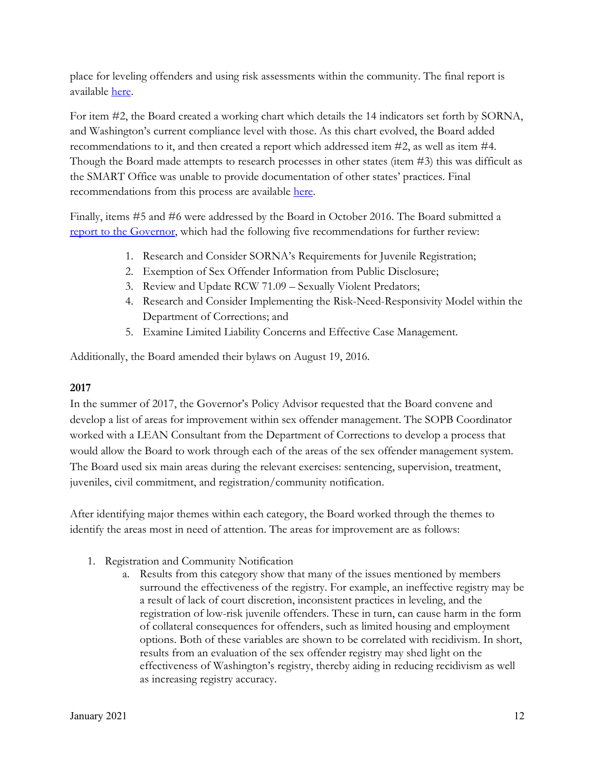place for leveling offenders and using risk assessments within the community. The final report is available here.

For item #2, the Board created a working chart which details the 14 indicators set forth by SORNA, and Washington's current compliance level with those. As this chart evolved, the Board added recommendations to it, and then created a report which addressed item #2, as well as item #4. Though the Board made attempts to research processes in other states (item #3) this was difficult as the SMART Office was unable to provide documentation of other states' practices. Final recommendations from this process are available here.

Finally, items #5 and #6 were addressed by the Board in October 2016. The Board submitted a report to the Governor, which had the following five recommendations for further review:

1. Research and Consider SORNA's Requirements for Juvenile Registration;
2. Exemption of Sex Offender Information from Public Disclosure;
3. Review and Update RCW 71.09 – Sexually Violent Predators;
4. Research and Consider Implementing the Risk-Need-Responsivity Model within the Department of Corrections; and
5. Examine Limited Liability Concerns and Effective Case Management.

Additionally, the Board amended their bylaws on August 19, 2016.

### 2017

In the summer of 2017, the Governor's Policy Advisor requested that the Board convene and develop a list of areas for improvement within sex offender management. The SOPB Coordinator worked with a LEAN Consultant from the Department of Corrections to develop a process that would allow the Board to work through each of the areas of the sex offender management system. The Board used six main areas during the relevant exercises: sentencing, supervision, treatment, juveniles, civil commitment, and registration/community notification.

After identifying major themes within each category, the Board worked through the themes to identify the areas most in need of attention. The areas for improvement are as follows:

1. Registration and Community Notification
   a. Results from this category show that many of the issues mentioned by members surround the effectiveness of the registry. For example, an ineffective registry may be a result of lack of court discretion, inconsistent practices in leveling, and the registration of low-risk juvenile offenders. These in turn, can cause harm in the form of collateral consequences for offenders, such as limited housing and employment options. Both of these variables are shown to be correlated with recidivism. In short, results from an evaluation of the sex offender registry may shed light on the effectiveness of Washington's registry, thereby aiding in reducing recidivism as well as increasing registry accuracy.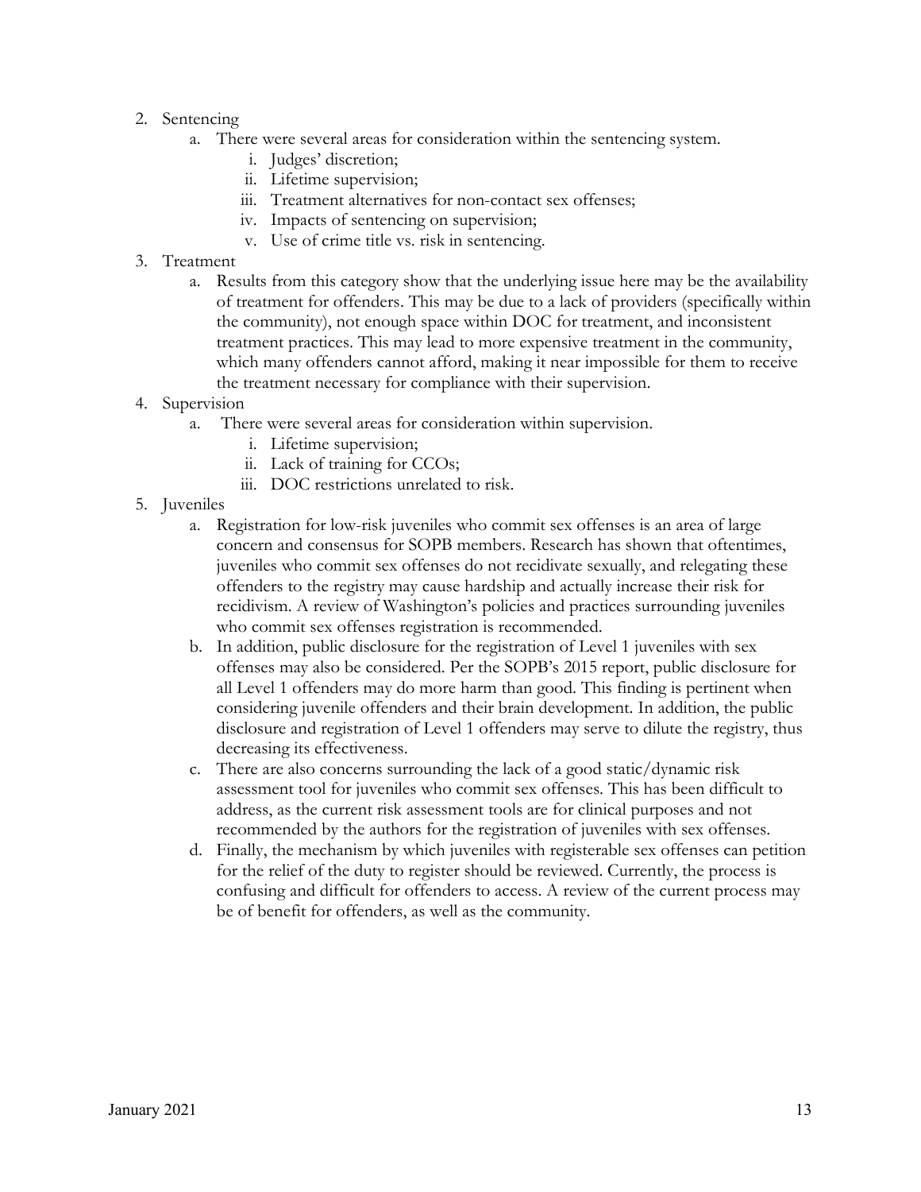2. Sentencing
   a. There were several areas for consideration within the sentencing system.
      i. Judges' discretion;
      ii. Lifetime supervision;
      iii. Treatment alternatives for non-contact sex offenses;
      iv. Impacts of sentencing on supervision;
      v. Use of crime title vs. risk in sentencing.
3. Treatment
   a. Results from this category show that the underlying issue here may be the availability of treatment for offenders. This may be due to a lack of providers (specifically within the community), not enough space within DOC for treatment, and inconsistent treatment practices. This may lead to more expensive treatment in the community, which many offenders cannot afford, making it near impossible for them to receive the treatment necessary for compliance with their supervision.
4. Supervision
   a. There were several areas for consideration within supervision.
      i. Lifetime supervision;
      ii. Lack of training for CCOs;
      iii. DOC restrictions unrelated to risk.
5. Juveniles
   a. Registration for low-risk juveniles who commit sex offenses is an area of large concern and consensus for SOPB members. Research has shown that oftentimes, juveniles who commit sex offenses do not recidivate sexually, and relegating these offenders to the registry may cause hardship and actually increase their risk for recidivism. A review of Washington's policies and practices surrounding juveniles who commit sex offenses registration is recommended.
   b. In addition, public disclosure for the registration of Level 1 juveniles with sex offenses may also be considered. Per the SOPB's 2015 report, public disclosure for all Level 1 offenders may do more harm than good. This finding is pertinent when considering juvenile offenders and their brain development. In addition, the public disclosure and registration of Level 1 offenders may serve to dilute the registry, thus decreasing its effectiveness.
   c. There are also concerns surrounding the lack of a good static/dynamic risk assessment tool for juveniles who commit sex offenses. This has been difficult to address, as the current risk assessment tools are for clinical purposes and not recommended by the authors for the registration of juveniles with sex offenses.
   d. Finally, the mechanism by which juveniles with registerable sex offenses can petition for the relief of the duty to register should be reviewed. Currently, the process is confusing and difficult for offenders to access. A review of the current process may be of benefit for offenders, as well as the community.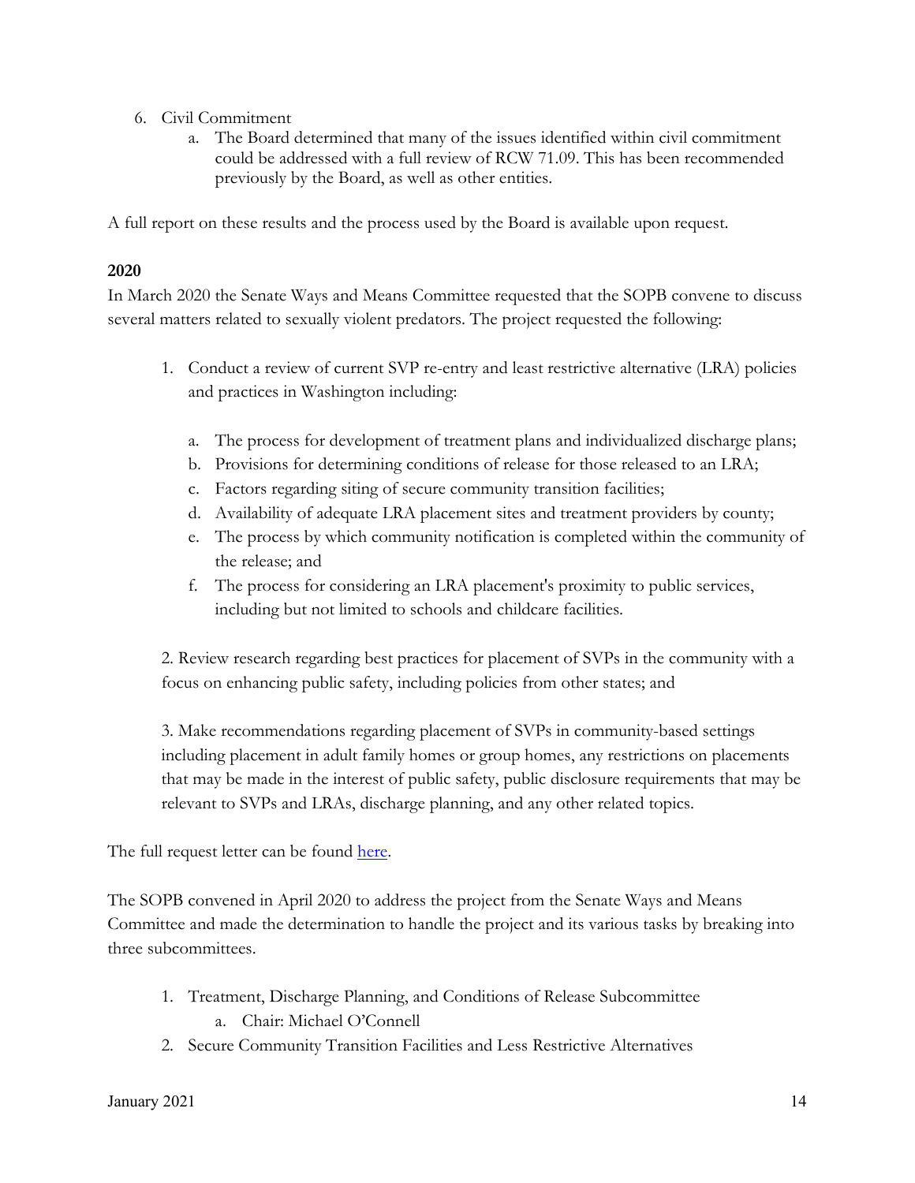6. Civil Commitment
    a. The Board determined that many of the issues identified within civil commitment could be addressed with a full review of RCW 71.09. This has been recommended previously by the Board, as well as other entities.

A full report on these results and the process used by the Board is available upon request.

### 2020

In March 2020 the Senate Ways and Means Committee requested that the SOPB convene to discuss several matters related to sexually violent predators. The project requested the following:

1. Conduct a review of current SVP re-entry and least restrictive alternative (LRA) policies and practices in Washington including:

    a. The process for development of treatment plans and individualized discharge plans;
    b. Provisions for determining conditions of release for those released to an LRA;
    c. Factors regarding siting of secure community transition facilities;
    d. Availability of adequate LRA placement sites and treatment providers by county;
    e. The process by which community notification is completed within the community of the release; and
    f. The process for considering an LRA placement's proximity to public services, including but not limited to schools and childcare facilities.

2. Review research regarding best practices for placement of SVPs in the community with a focus on enhancing public safety, including policies from other states; and

3. Make recommendations regarding placement of SVPs in community-based settings including placement in adult family homes or group homes, any restrictions on placements that may be made in the interest of public safety, public disclosure requirements that may be relevant to SVPs and LRAs, discharge planning, and any other related topics.

The full request letter can be found here.

The SOPB convened in April 2020 to address the project from the Senate Ways and Means Committee and made the determination to handle the project and its various tasks by breaking into three subcommittees.

1. Treatment, Discharge Planning, and Conditions of Release Subcommittee
    a. Chair: Michael O'Connell
2. Secure Community Transition Facilities and Less Restrictive Alternatives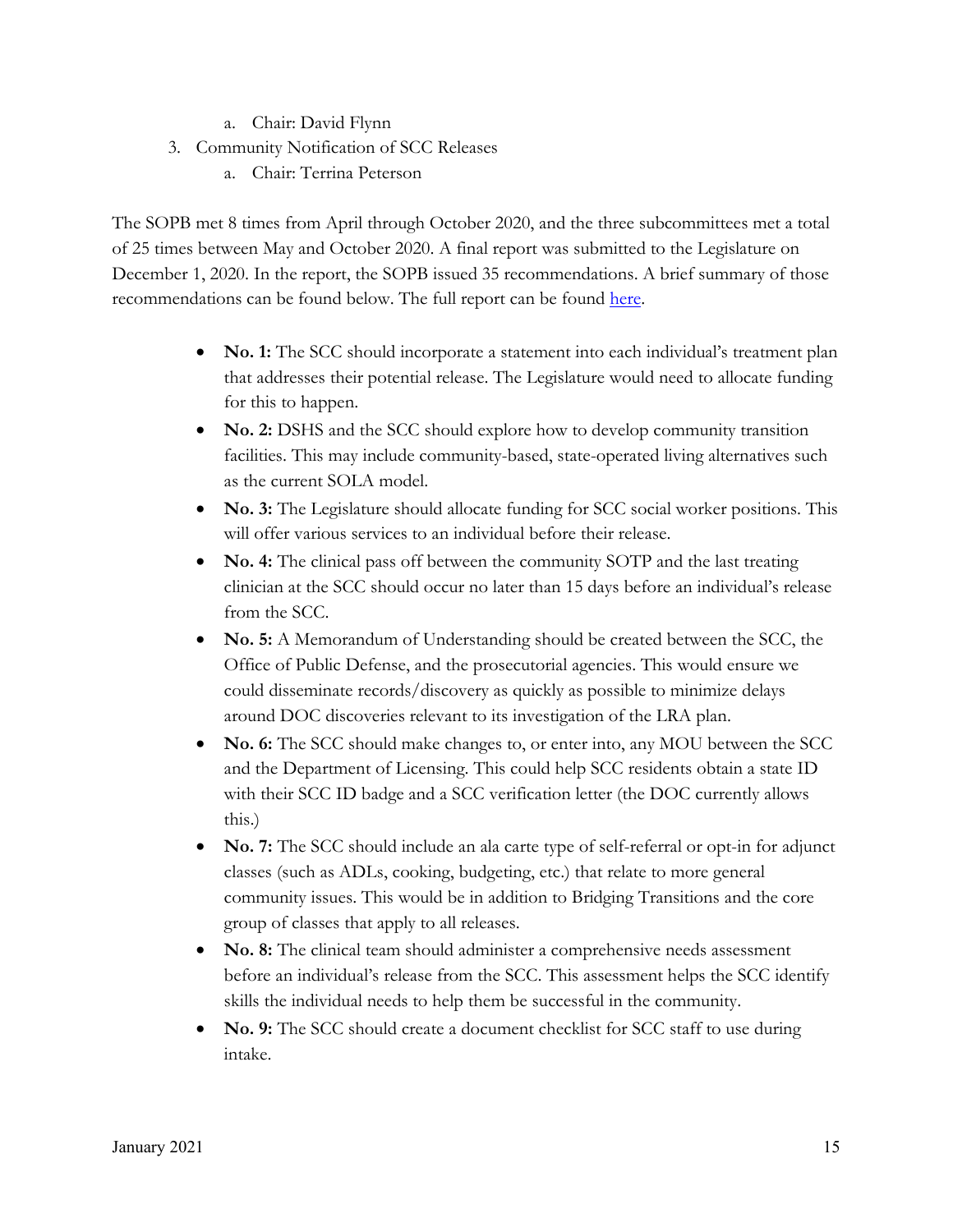a. Chair: David Flynn

3. Community Notification of SCC Releases
   a. Chair: Terrina Peterson

The SOPB met 8 times from April through October 2020, and the three subcommittees met a total of 25 times between May and October 2020. A final report was submitted to the Legislature on December 1, 2020. In the report, the SOPB issued 35 recommendations. A brief summary of those recommendations can be found below. The full report can be found [here]().

- **No. 1:** The SCC should incorporate a statement into each individual's treatment plan that addresses their potential release. The Legislature would need to allocate funding for this to happen.
- **No. 2:** DSHS and the SCC should explore how to develop community transition facilities. This may include community-based, state-operated living alternatives such as the current SOLA model.
- **No. 3:** The Legislature should allocate funding for SCC social worker positions. This will offer various services to an individual before their release.
- **No. 4:** The clinical pass off between the community SOTP and the last treating clinician at the SCC should occur no later than 15 days before an individual's release from the SCC.
- **No. 5:** A Memorandum of Understanding should be created between the SCC, the Office of Public Defense, and the prosecutorial agencies. This would ensure we could disseminate records/discovery as quickly as possible to minimize delays around DOC discoveries relevant to its investigation of the LRA plan.
- **No. 6:** The SCC should make changes to, or enter into, any MOU between the SCC and the Department of Licensing. This could help SCC residents obtain a state ID with their SCC ID badge and a SCC verification letter (the DOC currently allows this.)
- **No. 7:** The SCC should include an ala carte type of self-referral or opt-in for adjunct classes (such as ADLs, cooking, budgeting, etc.) that relate to more general community issues. This would be in addition to Bridging Transitions and the core group of classes that apply to all releases.
- **No. 8:** The clinical team should administer a comprehensive needs assessment before an individual's release from the SCC. This assessment helps the SCC identify skills the individual needs to help them be successful in the community.
- **No. 9:** The SCC should create a document checklist for SCC staff to use during intake.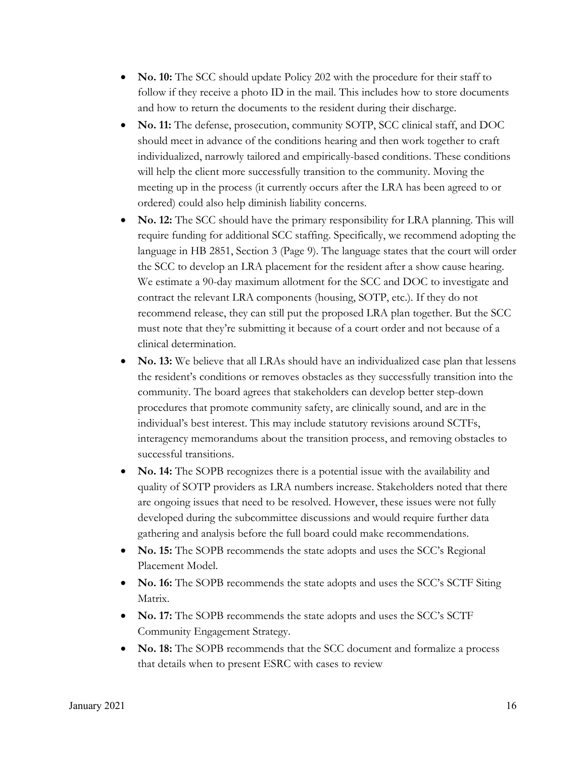- **No. 10:** The SCC should update Policy 202 with the procedure for their staff to follow if they receive a photo ID in the mail. This includes how to store documents and how to return the documents to the resident during their discharge.
- **No. 11:** The defense, prosecution, community SOTP, SCC clinical staff, and DOC should meet in advance of the conditions hearing and then work together to craft individualized, narrowly tailored and empirically-based conditions. These conditions will help the client more successfully transition to the community. Moving the meeting up in the process (it currently occurs after the LRA has been agreed to or ordered) could also help diminish liability concerns.
- **No. 12:** The SCC should have the primary responsibility for LRA planning. This will require funding for additional SCC staffing. Specifically, we recommend adopting the language in HB 2851, Section 3 (Page 9). The language states that the court will order the SCC to develop an LRA placement for the resident after a show cause hearing. We estimate a 90-day maximum allotment for the SCC and DOC to investigate and contract the relevant LRA components (housing, SOTP, etc.). If they do not recommend release, they can still put the proposed LRA plan together. But the SCC must note that they're submitting it because of a court order and not because of a clinical determination.
- **No. 13:** We believe that all LRAs should have an individualized case plan that lessens the resident's conditions or removes obstacles as they successfully transition into the community. The board agrees that stakeholders can develop better step-down procedures that promote community safety, are clinically sound, and are in the individual's best interest. This may include statutory revisions around SCTFs, interagency memorandums about the transition process, and removing obstacles to successful transitions.
- **No. 14:** The SOPB recognizes there is a potential issue with the availability and quality of SOTP providers as LRA numbers increase. Stakeholders noted that there are ongoing issues that need to be resolved. However, these issues were not fully developed during the subcommittee discussions and would require further data gathering and analysis before the full board could make recommendations.
- **No. 15:** The SOPB recommends the state adopts and uses the SCC's Regional Placement Model.
- **No. 16:** The SOPB recommends the state adopts and uses the SCC's SCTF Siting Matrix.
- **No. 17:** The SOPB recommends the state adopts and uses the SCC's SCTF Community Engagement Strategy.
- **No. 18:** The SOPB recommends that the SCC document and formalize a process that details when to present ESRC with cases to review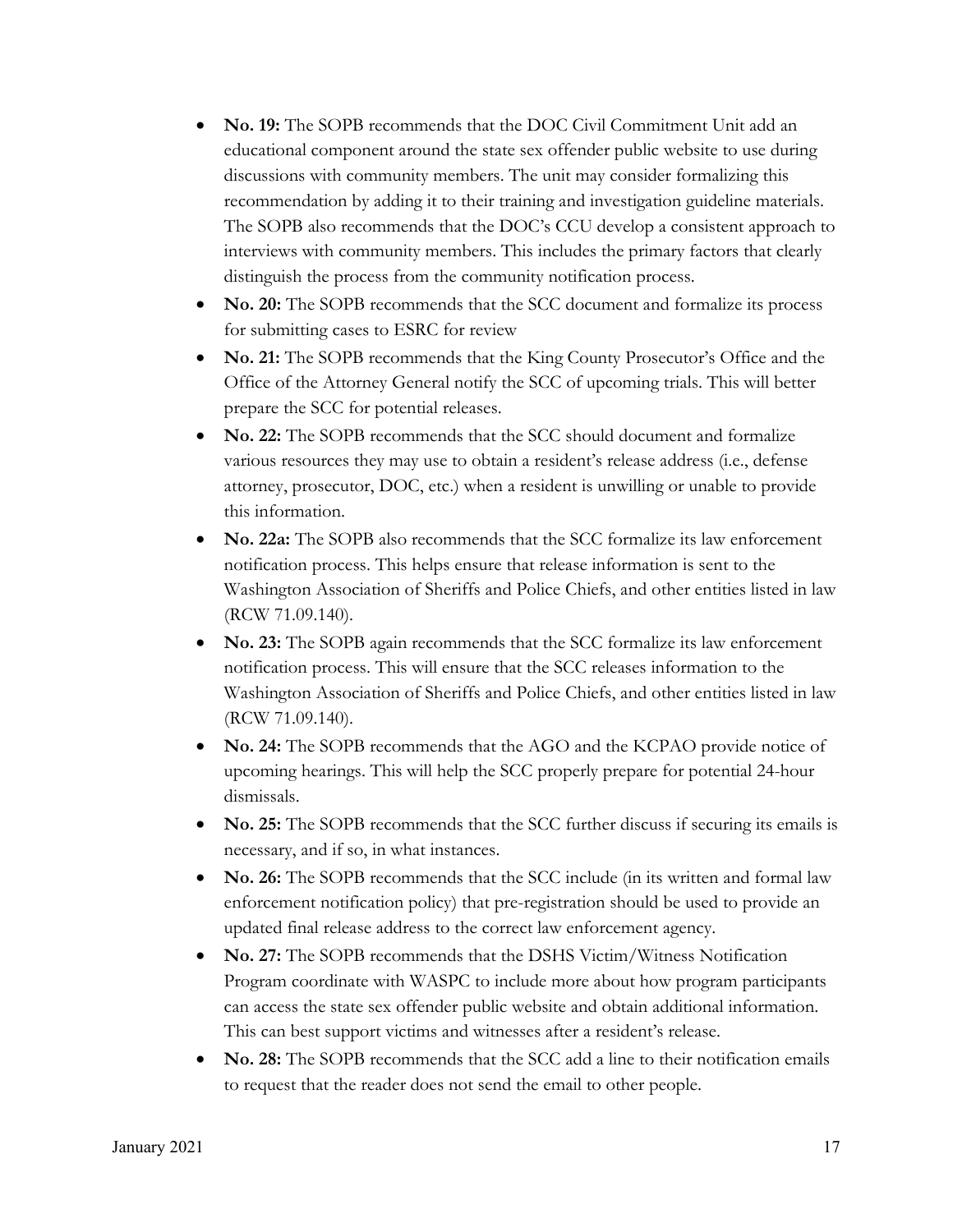- **No. 19:** The SOPB recommends that the DOC Civil Commitment Unit add an educational component around the state sex offender public website to use during discussions with community members. The unit may consider formalizing this recommendation by adding it to their training and investigation guideline materials. The SOPB also recommends that the DOC's CCU develop a consistent approach to interviews with community members. This includes the primary factors that clearly distinguish the process from the community notification process.
- **No. 20:** The SOPB recommends that the SCC document and formalize its process for submitting cases to ESRC for review
- **No. 21:** The SOPB recommends that the King County Prosecutor's Office and the Office of the Attorney General notify the SCC of upcoming trials. This will better prepare the SCC for potential releases.
- **No. 22:** The SOPB recommends that the SCC should document and formalize various resources they may use to obtain a resident's release address (i.e., defense attorney, prosecutor, DOC, etc.) when a resident is unwilling or unable to provide this information.
- **No. 22a:** The SOPB also recommends that the SCC formalize its law enforcement notification process. This helps ensure that release information is sent to the Washington Association of Sheriffs and Police Chiefs, and other entities listed in law (RCW 71.09.140).
- **No. 23:** The SOPB again recommends that the SCC formalize its law enforcement notification process. This will ensure that the SCC releases information to the Washington Association of Sheriffs and Police Chiefs, and other entities listed in law (RCW 71.09.140).
- **No. 24:** The SOPB recommends that the AGO and the KCPAO provide notice of upcoming hearings. This will help the SCC properly prepare for potential 24-hour dismissals.
- **No. 25:** The SOPB recommends that the SCC further discuss if securing its emails is necessary, and if so, in what instances.
- **No. 26:** The SOPB recommends that the SCC include (in its written and formal law enforcement notification policy) that pre-registration should be used to provide an updated final release address to the correct law enforcement agency.
- **No. 27:** The SOPB recommends that the DSHS Victim/Witness Notification Program coordinate with WASPC to include more about how program participants can access the state sex offender public website and obtain additional information. This can best support victims and witnesses after a resident's release.
- **No. 28:** The SOPB recommends that the SCC add a line to their notification emails to request that the reader does not send the email to other people.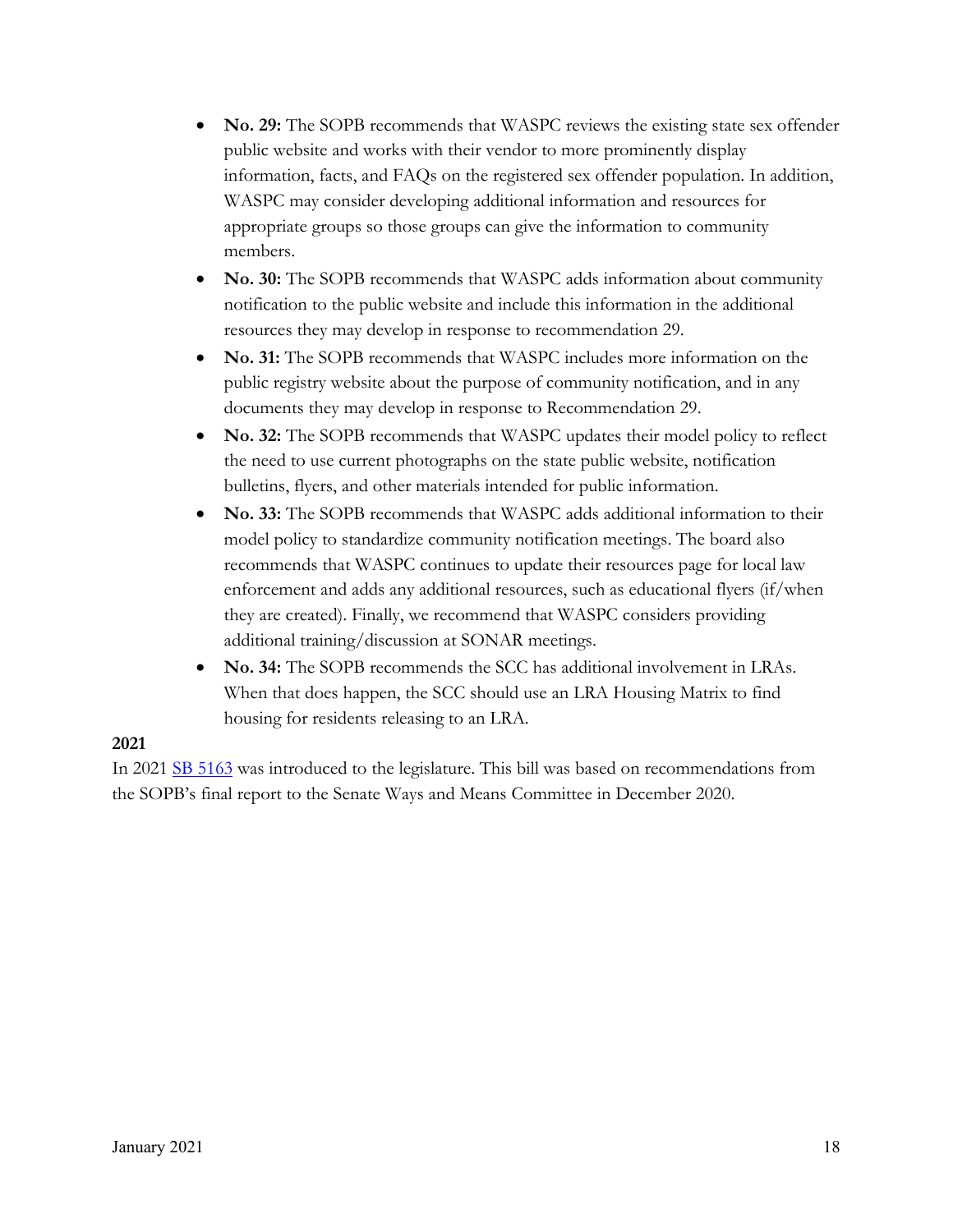- **No. 29:** The SOPB recommends that WASPC reviews the existing state sex offender public website and works with their vendor to more prominently display information, facts, and FAQs on the registered sex offender population. In addition, WASPC may consider developing additional information and resources for appropriate groups so those groups can give the information to community members.
- **No. 30:** The SOPB recommends that WASPC adds information about community notification to the public website and include this information in the additional resources they may develop in response to recommendation 29.
- **No. 31:** The SOPB recommends that WASPC includes more information on the public registry website about the purpose of community notification, and in any documents they may develop in response to Recommendation 29.
- **No. 32:** The SOPB recommends that WASPC updates their model policy to reflect the need to use current photographs on the state public website, notification bulletins, flyers, and other materials intended for public information.
- **No. 33:** The SOPB recommends that WASPC adds additional information to their model policy to standardize community notification meetings. The board also recommends that WASPC continues to update their resources page for local law enforcement and adds any additional resources, such as educational flyers (if/when they are created). Finally, we recommend that WASPC considers providing additional training/discussion at SONAR meetings.
- **No. 34:** The SOPB recommends the SCC has additional involvement in LRAs. When that does happen, the SCC should use an LRA Housing Matrix to find housing for residents releasing to an LRA.

**2021**

In 2021 SB 5163 was introduced to the legislature. This bill was based on recommendations from the SOPB's final report to the Senate Ways and Means Committee in December 2020.